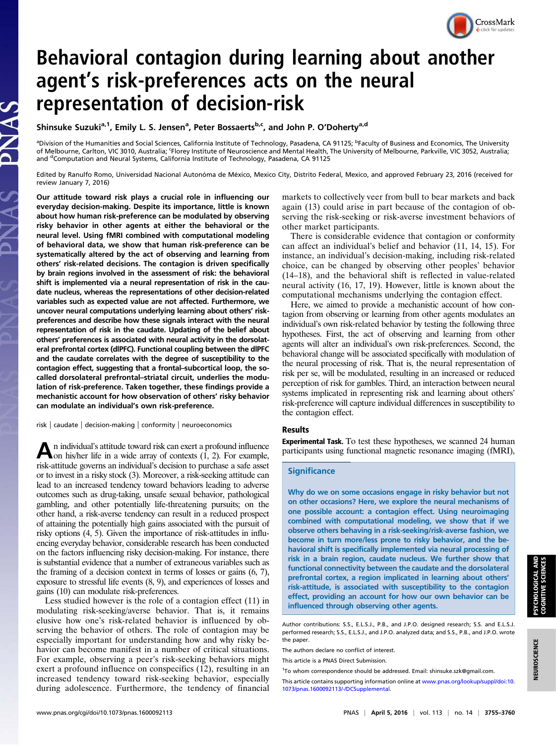# Behavioral contagion during learning about another agent's risk-preferences acts on the neural representation of decision-risk

Shinsuke Suzuki[a,1], Emily L. S. Jensen[a], Peter Bossaerts[b,c], and John P. O'Doherty[a,d]

[a]Division of the Humanities and Social Sciences, California Institute of Technology, Pasadena, CA 91125; [b]Faculty of Business and Economics, The University of Melbourne, Carlton, VIC 3010, Australia; [c]Florey Institute of Neuroscience and Mental Health, The University of Melbourne, Parkville, VIC 3052, Australia; and [d]Computation and Neural Systems, California Institute of Technology, Pasadena, CA 91125

Edited by Ranulfo Romo, Universidad Nacional Autónoma de México, Mexico City, Distrito Federal, Mexico, and approved February 23, 2016 (received for review January 7, 2016)

**Our attitude toward risk plays a crucial role in influencing our everyday decision-making. Despite its importance, little is known about how human risk-preference can be modulated by observing risky behavior in other agents at either the behavioral or the neural level. Using fMRI combined with computational modeling of behavioral data, we show that human risk-preference can be systematically altered by the act of observing and learning from others' risk-related decisions. The contagion is driven specifically by brain regions involved in the assessment of risk: the behavioral shift is implemented via a neural representation of risk in the caudate nucleus, whereas the representations of other decision-related variables such as expected value are not affected. Furthermore, we uncover neural computations underlying learning about others' risk-preferences and describe how these signals interact with the neural representation of risk in the caudate. Updating of the belief about others' preferences is associated with neural activity in the dorsolateral prefrontal cortex (dlPFC). Functional coupling between the dlPFC and the caudate correlates with the degree of susceptibility to the contagion effect, suggesting that a frontal–subcortical loop, the so-called dorsolateral prefrontal–striatal circuit, underlies the modulation of risk-preference. Taken together, these findings provide a mechanistic account for how observation of others' risky behavior can modulate an individual's own risk-preference.**

risk | caudate | decision-making | conformity | neuroeconomics

An individual's attitude toward risk can exert a profound influence on his/her life in a wide array of contexts (1, 2). For example, risk-attitude governs an individual's decision to purchase a safe asset or to invest in a risky stock (3). Moreover, a risk-seeking attitude can lead to an increased tendency toward behaviors leading to adverse outcomes such as drug-taking, unsafe sexual behavior, pathological gambling, and other potentially life-threatening pursuits; on the other hand, a risk-averse tendency can result in a reduced prospect of attaining the potentially high gains associated with the pursuit of risky options (4, 5). Given the importance of risk-attitudes in influencing everyday behavior, considerable research has been conducted on the factors influencing risky decision-making. For instance, there is substantial evidence that a number of extraneous variables such as the framing of a decision context in terms of losses or gains (6, 7), exposure to stressful life events (8, 9), and experiences of losses and gains (10) can modulate risk-preferences.

Less studied however is the role of a contagion effect (11) in modulating risk-seeking/averse behavior. That is, it remains elusive how one's risk-related behavior is influenced by observing the behavior of others. The role of contagion may be especially important for understanding how and why risky behavior can become manifest in a number of critical situations. For example, observing a peer's risk-seeking behaviors might exert a profound influence on conspecifics (12), resulting in an increased tendency toward risk-seeking behavior, especially during adolescence. Furthermore, the tendency of financial markets to collectively veer from bull to bear markets and back again (13) could arise in part because of the contagion of observing the risk-seeking or risk-averse investment behaviors of other market participants.

There is considerable evidence that contagion or conformity can affect an individual's belief and behavior (11, 14, 15). For instance, an individual's decision-making, including risk-related choice, can be changed by observing other peoples' behavior (14–18), and the behavioral shift is reflected in value-related neural activity (16, 17, 19). However, little is known about the computational mechanisms underlying the contagion effect.

Here, we aimed to provide a mechanistic account of how contagion from observing or learning from other agents modulates an individual's own risk-related behavior by testing the following three hypotheses. First, the act of observing and learning from other agents will alter an individual's own risk-preferences. Second, the behavioral change will be associated specifically with modulation of the neural processing of risk. That is, the neural representation of risk per se, will be modulated, resulting in an increased or reduced perception of risk for gambles. Third, an interaction between neural systems implicated in representing risk and learning about others' risk-preference will capture individual differences in susceptibility to the contagion effect.

## Results

**Experimental Task.** To test these hypotheses, we scanned 24 human participants using functional magnetic resonance imaging (fMRI),

### Significance

Why do we on some occasions engage in risky behavior but not on other occasions? Here, we explore the neural mechanisms of one possible account: a contagion effect. Using neuroimaging combined with computational modeling, we show that if we observe others behaving in a risk-seeking/risk-averse fashion, we become in turn more/less prone to risky behavior, and the behavioral shift is specifically implemented via neural processing of risk in a brain region, caudate nucleus. We further show that functional connectivity between the caudate and the dorsolateral prefrontal cortex, a region implicated in learning about others' risk-attitude, is associated with susceptibility to the contagion effect, providing an account for how our own behavior can be influenced through observing other agents.

Author contributions: S.S., E.L.S.J., P.B., and J.P.O. designed research; S.S. and E.L.S.J. performed research; S.S., E.L.S.J., and J.P.O. analyzed data; and S.S., P.B., and J.P.O. wrote the paper.

The authors declare no conflict of interest.

This article is a PNAS Direct Submission.

[1]To whom correspondence should be addressed. Email: shinsuke.szk@gmail.com.

This article contains supporting information online at www.pnas.org/lookup/suppl/doi:10.1073/pnas.1600092113/-/DCSupplemental.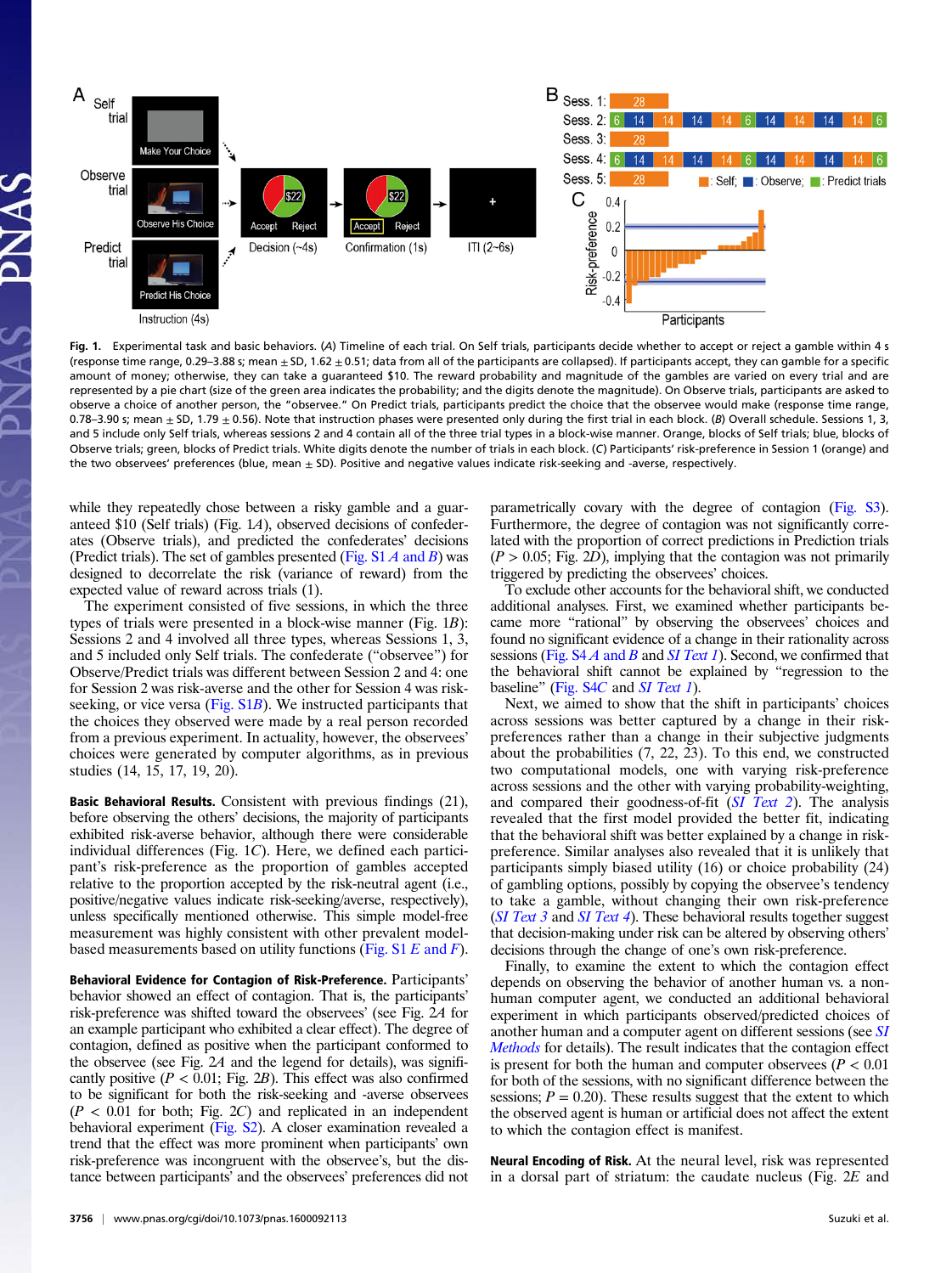A
Self trial
Make Your Choice
Observe trial
Observe His Choice
Predict trial
Predict His Choice
Instruction (4s)
$22
Accept Reject
Decision (~4s)
$22
Accept Reject
Confirmation (1s)
+
ITI (2~6s)

B
Sess. 1: 28
Sess. 2: 6 14 14 14 14 6 14 14 14 14 6
Sess. 3: 28
Sess. 4: 6 14 14 14 14 6 14 14 14 14 6
Sess. 5: 28
■: Self; ■: Observe; ■: Predict trials

C
Risk-preference
0.4
0.2
0
-0.2
-0.4
Participants

**Fig. 1.** Experimental task and basic behaviors. (*A*) Timeline of each trial. On Self trials, participants decide whether to accept or reject a gamble within 4 s (response time range, 0.29–3.88 s; mean ± SD, 1.62 ± 0.51; data from all of the participants are collapsed). If participants accept, they can gamble for a specific amount of money; otherwise, they can take a guaranteed \$10. The reward probability and magnitude of the gambles are varied on every trial and are represented by a pie chart (size of the green area indicates the probability; and the digits denote the magnitude). On Observe trials, participants are asked to observe a choice of another person, the "observee." On Predict trials, participants predict the choice that the observee would make (response time range, 0.78–3.90 s; mean ± SD, 1.79 ± 0.56). Note that instruction phases were presented only during the first trial in each block. (*B*) Overall schedule. Sessions 1, 3, and 5 include only Self trials, whereas sessions 2 and 4 contain all of the three trial types in a block-wise manner. Orange, blocks of Self trials; blue, blocks of Observe trials; green, blocks of Predict trials. White digits denote the number of trials in each block. (*C*) Participants' risk-preference in Session 1 (orange) and the two observees' preferences (blue, mean ± SD). Positive and negative values indicate risk-seeking and -averse, respectively.

while they repeatedly chose between a risky gamble and a guaranteed \$10 (Self trials) (Fig. 1*A*), observed decisions of confederates (Observe trials), and predicted the confederates' decisions (Predict trials). The set of gambles presented (Fig. S1 *A* and *B*) was designed to decorrelate the risk (variance of reward) from the expected value of reward across trials (1).

The experiment consisted of five sessions, in which the three types of trials were presented in a block-wise manner (Fig. 1*B*): Sessions 2 and 4 involved all three types, whereas Sessions 1, 3, and 5 included only Self trials. The confederate ("observee") for Observe/Predict trials was different between Session 2 and 4: one for Session 2 was risk-averse and the other for Session 4 was risk-seeking, or vice versa (Fig. S1*B*). We instructed participants that the choices they observed were made by a real person recorded from a previous experiment. In actuality, however, the observees' choices were generated by computer algorithms, as in previous studies (14, 15, 17, 19, 20).

**Basic Behavioral Results.** Consistent with previous findings (21), before observing the others' decisions, the majority of participants exhibited risk-averse behavior, although there were considerable individual differences (Fig. 1*C*). Here, we defined each participant's risk-preference as the proportion of gambles accepted relative to the proportion accepted by the risk-neutral agent (i.e., positive/negative values indicate risk-seeking/averse, respectively), unless specifically mentioned otherwise. This simple model-free measurement was highly consistent with other prevalent model-based measurements based on utility functions (Fig. S1 *E* and *F*).

**Behavioral Evidence for Contagion of Risk-Preference.** Participants' behavior showed an effect of contagion. That is, the participants' risk-preference was shifted toward the observees' (see Fig. 2*A* for an example participant who exhibited a clear effect). The degree of contagion, defined as positive when the participant conformed to the observee (see Fig. 2*A* and the legend for details), was significantly positive ($P < 0.01$; Fig. 2*B*). This effect was also confirmed to be significant for both the risk-seeking and -averse observees ($P < 0.01$ for both; Fig. 2*C*) and replicated in an independent behavioral experiment (Fig. S2). A closer examination revealed a trend that the effect was more prominent when participants' own risk-preference was incongruent with the observee's, but the distance between participants' and the observees' preferences did not parametrically covary with the degree of contagion (Fig. S3). Furthermore, the degree of contagion was not significantly correlated with the proportion of correct predictions in Prediction trials ($P > 0.05$; Fig. 2*D*), implying that the contagion was not primarily triggered by predicting the observees' choices.

To exclude other accounts for the behavioral shift, we conducted additional analyses. First, we examined whether participants became more "rational" by observing the observees' choices and found no significant evidence of a change in their rationality across sessions (Fig. S4 *A* and *B* and *SI Text 1*). Second, we confirmed that the behavioral shift cannot be explained by "regression to the baseline" (Fig. S4*C* and *SI Text 1*).

Next, we aimed to show that the shift in participants' choices across sessions was better captured by a change in their risk-preferences rather than a change in their subjective judgments about the probabilities (7, 22, 23). To this end, we constructed two computational models, one with varying risk-preference across sessions and the other with varying probability-weighting, and compared their goodness-of-fit (*SI Text 2*). The analysis revealed that the first model provided the better fit, indicating that the behavioral shift was better explained by a change in risk-preference. Similar analyses also revealed that it is unlikely that participants simply biased utility (16) or choice probability (24) of gambling options, possibly by copying the observee's tendency to take a gamble, without changing their own risk-preference (*SI Text 3* and *SI Text 4*). These behavioral results together suggest that decision-making under risk can be altered by observing others' decisions through the change of one's own risk-preference.

Finally, to examine the extent to which the contagion effect depends on observing the behavior of another human vs. a nonhuman computer agent, we conducted an additional behavioral experiment in which participants observed/predicted choices of another human and a computer agent on different sessions (see *SI Methods* for details). The result indicates that the contagion effect is present for both the human and computer observees ($P < 0.01$ for both of the sessions, with no significant difference between the sessions; $P = 0.20$). These results suggest that the extent to which the observed agent is human or artificial does not affect the extent to which the contagion effect is manifest.

**Neural Encoding of Risk.** At the neural level, risk was represented in a dorsal part of striatum: the caudate nucleus (Fig. 2*E* and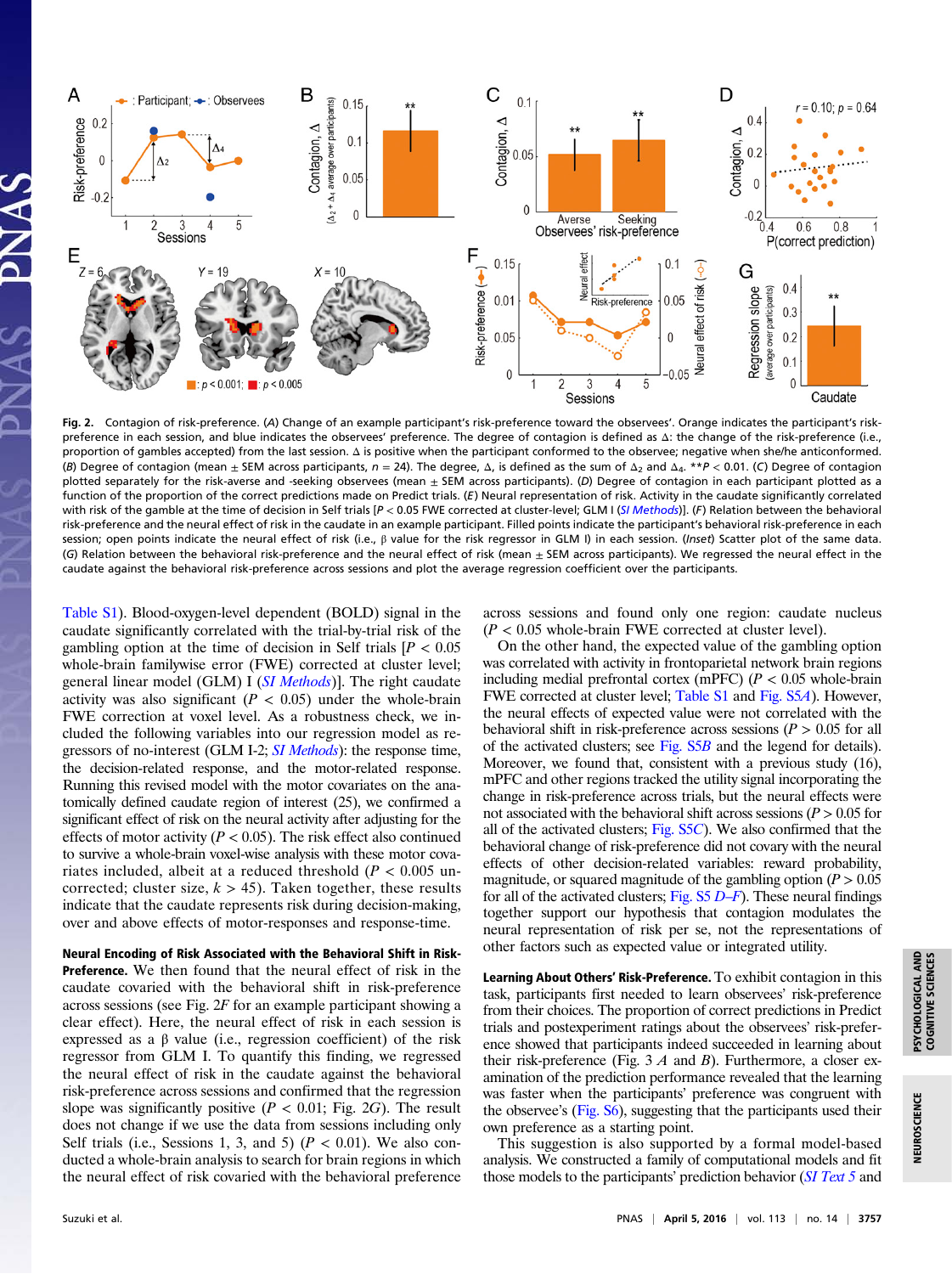A
: Participant; : Observees
Risk-preference
0.2
0
-0.2
Δ2
Δ4
1 2 3 4 5
Sessions

B
Contagion, Δ
($\Delta_2 + \Delta_4$ average over participants)
0.15
0.1
0.05
0
**

C
Contagion, Δ
0.1
0.05
0
**
**
Averse
Seeking
Observees' risk-preference

D
r = 0.10; p = 0.64
Contagion, Δ
0.4
0.2
0
-0.2
0.4 0.6 0.8 1
P(correct prediction)

E
Z = 6
Y = 19
X = 10
: p < 0.001; : p < 0.005

F
Risk-preference
0.15
0.01
0.05
0
1 2 3 4 5
Sessions
Neural effect
Risk-preference
0.1
0.05
0
-0.05
Neural effect of risk

G
Regression slope
(average over participants)
0.4
0.3
0.2
0.1
0
**
Caudate

**Fig. 2.** Contagion of risk-preference. (*A*) Change of an example participant's risk-preference toward the observees'. Orange indicates the participant's risk-preference in each session, and blue indicates the observees' preference. The degree of contagion is defined as Δ: the change of the risk-preference (i.e., proportion of gambles accepted) from the last session. Δ is positive when the participant conformed to the observee; negative when she/he anticonformed. (*B*) Degree of contagion (mean ± SEM across participants, $n = 24$). The degree, Δ, is defined as the sum of $\Delta_2$ and $\Delta_4$. $^{**}P < 0.01$. (*C*) Degree of contagion plotted separately for the risk-averse and -seeking observees (mean ± SEM across participants). (*D*) Degree of contagion in each participant plotted as a function of the proportion of the correct predictions made on Predict trials. (*E*) Neural representation of risk. Activity in the caudate significantly correlated with risk of the gamble at the time of decision in Self trials [$P < 0.05$ FWE corrected at cluster-level; GLM I (*SI Methods*)]. (*F*) Relation between the behavioral risk-preference and the neural effect of risk in the caudate in an example participant. Filled points indicate the participant's behavioral risk-preference in each session; open points indicate the neural effect of risk (i.e., β value for the risk regressor in GLM I) in each session. (*Inset*) Scatter plot of the same data. (*G*) Relation between the behavioral risk-preference and the neural effect of risk (mean ± SEM across participants). We regressed the neural effect in the caudate against the behavioral risk-preference across sessions and plot the average regression coefficient over the participants.

Table S1). Blood-oxygen-level dependent (BOLD) signal in the caudate significantly correlated with the trial-by-trial risk of the gambling option at the time of decision in Self trials [$P < 0.05$ whole-brain familywise error (FWE) corrected at cluster level; general linear model (GLM) I (*SI Methods*)]. The right caudate activity was also significant ($P < 0.05$) under the whole-brain FWE correction at voxel level. As a robustness check, we included the following variables into our regression model as regressors of no-interest (GLM I-2; *SI Methods*): the response time, the decision-related response, and the motor-related response. Running this revised model with the motor covariates on the anatomically defined caudate region of interest (25), we confirmed a significant effect of risk on the neural activity after adjusting for the effects of motor activity ($P < 0.05$). The risk effect also continued to survive a whole-brain voxel-wise analysis with these motor covariates included, albeit at a reduced threshold ($P < 0.005$ uncorrected; cluster size, $k > 45$). Taken together, these results indicate that the caudate represents risk during decision-making, over and above effects of motor-responses and response-time.

**Neural Encoding of Risk Associated with the Behavioral Shift in Risk-Preference.** We then found that the neural effect of risk in the caudate covaried with the behavioral shift in risk-preference across sessions (see Fig. 2*F* for an example participant showing a clear effect). Here, the neural effect of risk in each session is expressed as a β value (i.e., regression coefficient) of the risk regressor from GLM I. To quantify this finding, we regressed the neural effect of risk in the caudate against the behavioral risk-preference across sessions and confirmed that the regression slope was significantly positive ($P < 0.01$; Fig. 2*G*). The result does not change if we use the data from sessions including only Self trials (i.e., Sessions 1, 3, and 5) ($P < 0.01$). We also conducted a whole-brain analysis to search for brain regions in which the neural effect of risk covaried with the behavioral preference across sessions and found only one region: caudate nucleus ($P < 0.05$ whole-brain FWE corrected at cluster level).

On the other hand, the expected value of the gambling option was correlated with activity in frontoparietal network brain regions including medial prefrontal cortex (mPFC) ($P < 0.05$ whole-brain FWE corrected at cluster level; Table S1 and Fig. S5*A*). However, the neural effects of expected value were not correlated with the behavioral shift in risk-preference across sessions ($P > 0.05$ for all of the activated clusters; see Fig. S5*B* and the legend for details). Moreover, we found that, consistent with a previous study (16), mPFC and other regions tracked the utility signal incorporating the change in risk-preference across trials, but the neural effects were not associated with the behavioral shift across sessions ($P > 0.05$ for all of the activated clusters; Fig. S5*C*). We also confirmed that the behavioral change of risk-preference did not covary with the neural effects of other decision-related variables: reward probability, magnitude, or squared magnitude of the gambling option ($P > 0.05$ for all of the activated clusters; Fig. S5 *D–F*). These neural findings together support our hypothesis that contagion modulates the neural representation of risk per se, not the representations of other factors such as expected value or integrated utility.

**Learning About Others' Risk-Preference.** To exhibit contagion in this task, participants first needed to learn observees' risk-preference from their choices. The proportion of correct predictions in Predict trials and postexperiment ratings about the observees' risk-preference showed that participants indeed succeeded in learning about their risk-preference (Fig. 3 *A* and *B*). Furthermore, a closer examination of the prediction performance revealed that the learning was faster when the participants' preference was congruent with the observee's (Fig. S6), suggesting that the participants used their own preference as a starting point.

This suggestion is also supported by a formal model-based analysis. We constructed a family of computational models and fit those models to the participants' prediction behavior (*SI Text 5* and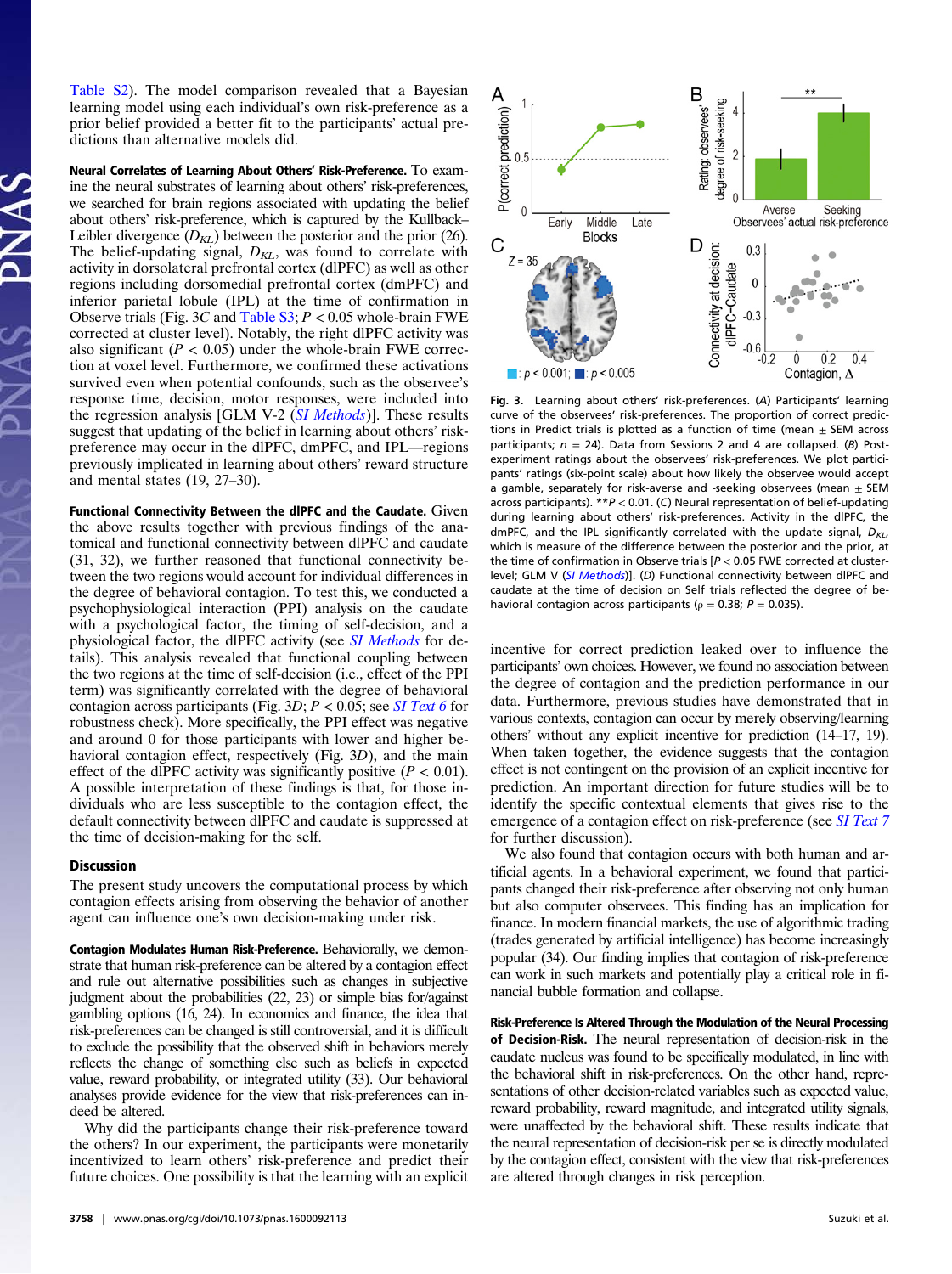Table S2). The model comparison revealed that a Bayesian learning model using each individual's own risk-preference as a prior belief provided a better fit to the participants' actual predictions than alternative models did.

**Neural Correlates of Learning About Others' Risk-Preference.** To examine the neural substrates of learning about others' risk-preferences, we searched for brain regions associated with updating the belief about others' risk-preference, which is captured by the Kullback–Leibler divergence ($D_{KL}$) between the posterior and the prior (26). The belief-updating signal, $D_{KL}$, was found to correlate with activity in dorsolateral prefrontal cortex (dlPFC) as well as other regions including dorsomedial prefrontal cortex (dmPFC) and inferior parietal lobule (IPL) at the time of confirmation in Observe trials (Fig. 3C and Table S3; $P < 0.05$ whole-brain FWE corrected at cluster level). Notably, the right dlPFC activity was also significant ($P < 0.05$) under the whole-brain FWE correction at voxel level. Furthermore, we confirmed these activations survived even when potential confounds, such as the observee's response time, decision, motor responses, were included into the regression analysis [GLM V-2 (*SI Methods*)]. These results suggest that updating of the belief in learning about others' risk-preference may occur in the dlPFC, dmPFC, and IPL—regions previously implicated in learning about others' reward structure and mental states (19, 27–30).

**Functional Connectivity Between the dlPFC and the Caudate.** Given the above results together with previous findings of the anatomical and functional connectivity between dlPFC and caudate (31, 32), we further reasoned that functional connectivity between the two regions would account for individual differences in the degree of behavioral contagion. To test this, we conducted a psychophysiological interaction (PPI) analysis on the caudate with a psychological factor, the timing of self-decision, and a physiological factor, the dlPFC activity (see *SI Methods* for details). This analysis revealed that functional coupling between the two regions at the time of self-decision (i.e., effect of the PPI term) was significantly correlated with the degree of behavioral contagion across participants (Fig. 3D; $P < 0.05$; see *SI Text 6* for robustness check). More specifically, the PPI effect was negative and around 0 for those participants with lower and higher behavioral contagion effect, respectively (Fig. 3D), and the main effect of the dlPFC activity was significantly positive ($P < 0.01$). A possible interpretation of these findings is that, for those individuals who are less susceptible to the contagion effect, the default connectivity between dlPFC and caudate is suppressed at the time of decision-making for the self.

A
P(correct prediction)
1
0.5
0
Early Middle Late
Blocks

B
Rating: observees' degree of risk-seeking
**
4
2
0
Averse Seeking
Observees' actual risk-preference

C
Z = 35
■: p < 0.001; ■: p < 0.005

D
Connectivity at decision: dlPFC-Caudate
0.3
0
-0.3
-0.6
-0.2 0 0.2 0.4
Contagion, Δ

Fig. 3. Learning about others' risk-preferences. (*A*) Participants' learning curve of the observees' risk-preferences. The proportion of correct predictions in Predict trials is plotted as a function of time (mean ± SEM across participants; $n$ = 24). Data from Sessions 2 and 4 are collapsed. (*B*) Post-experiment ratings about the observees' risk-preferences. We plot participants' ratings (six-point scale) about how likely the observee would accept a gamble, separately for risk-averse and -seeking observees (mean ± SEM across participants). **$P < 0.01$. (*C*) Neural representation of belief-updating during learning about others' risk-preferences. Activity in the dlPFC, the dmPFC, and the IPL significantly correlated with the update signal, $D_{KL}$, which is measure of the difference between the posterior and the prior, at the time of confirmation in Observe trials [$P < 0.05$ FWE corrected at cluster-level; GLM V (*SI Methods*)]. (*D*) Functional connectivity between dlPFC and caudate at the time of decision on Self trials reflected the degree of behavioral contagion across participants ($\rho$ = 0.38; $P$ = 0.035).

## Discussion

The present study uncovers the computational process by which contagion effects arising from observing the behavior of another agent can influence one's own decision-making under risk.

**Contagion Modulates Human Risk-Preference.** Behaviorally, we demonstrate that human risk-preference can be altered by a contagion effect and rule out alternative possibilities such as changes in subjective judgment about the probabilities (22, 23) or simple bias for/against gambling options (16, 24). In economics and finance, the idea that risk-preferences can be changed is still controversial, and it is difficult to exclude the possibility that the observed shift in behaviors merely reflects the change of something else such as beliefs in expected value, reward probability, or integrated utility (33). Our behavioral analyses provide evidence for the view that risk-preferences can indeed be altered.

Why did the participants change their risk-preference toward the others? In our experiment, the participants were monetarily incentivized to learn others' risk-preference and predict their future choices. One possibility is that the learning with an explicit incentive for correct prediction leaked over to influence the participants' own choices. However, we found no association between the degree of contagion and the prediction performance in our data. Furthermore, previous studies have demonstrated that in various contexts, contagion can occur by merely observing/learning others' without any explicit incentive for prediction (14–17, 19). When taken together, the evidence suggests that the contagion effect is not contingent on the provision of an explicit incentive for prediction. An important direction for future studies will be to identify the specific contextual elements that gives rise to the emergence of a contagion effect on risk-preference (see *SI Text 7* for further discussion).

We also found that contagion occurs with both human and artificial agents. In a behavioral experiment, we found that participants changed their risk-preference after observing not only human but also computer observees. This finding has an implication for finance. In modern financial markets, the use of algorithmic trading (trades generated by artificial intelligence) has become increasingly popular (34). Our finding implies that contagion of risk-preference can work in such markets and potentially play a critical role in financial bubble formation and collapse.

**Risk-Preference Is Altered Through the Modulation of the Neural Processing of Decision-Risk.** The neural representation of decision-risk in the caudate nucleus was found to be specifically modulated, in line with the behavioral shift in risk-preferences. On the other hand, representations of other decision-related variables such as expected value, reward probability, reward magnitude, and integrated utility signals, were unaffected by the behavioral shift. These results indicate that the neural representation of decision-risk per se is directly modulated by the contagion effect, consistent with the view that risk-preferences are altered through changes in risk perception.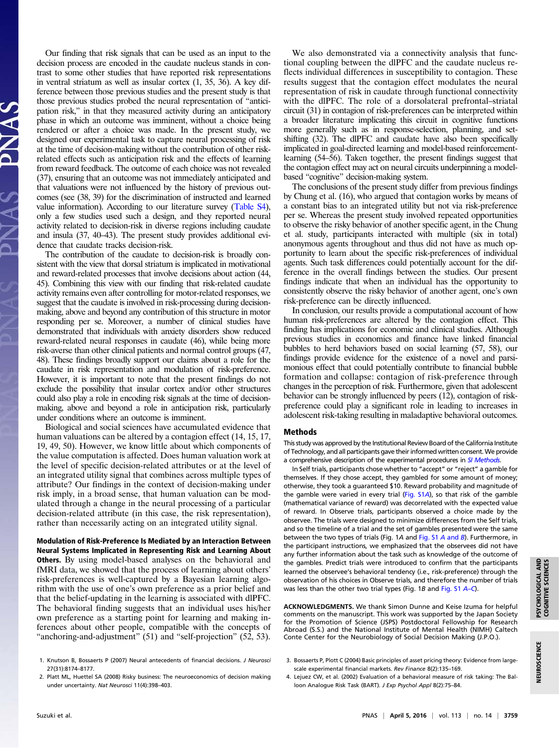Our finding that risk signals that can be used as an input to the decision process are encoded in the caudate nucleus stands in contrast to some other studies that have reported risk representations in ventral striatum as well as insular cortex (1, 35, 36). A key difference between those previous studies and the present study is that those previous studies probed the neural representation of "anticipation risk," in that they measured activity during an anticipatory phase in which an outcome was imminent, without a choice being rendered or after a choice was made. In the present study, we designed our experimental task to capture neural processing of risk at the time of decision-making without the contribution of other risk-related effects such as anticipation risk and the effects of learning from reward feedback. The outcome of each choice was not revealed (37), ensuring that an outcome was not immediately anticipated and that valuations were not influenced by the history of previous outcomes (see (38, 39) for the discrimination of instructed and learned value information). According to our literature survey (Table S4), only a few studies used such a design, and they reported neural activity related to decision-risk in diverse regions including caudate and insula (37, 40–43). The present study provides additional evidence that caudate tracks decision-risk.

The contribution of the caudate to decision-risk is broadly consistent with the view that dorsal striatum is implicated in motivational and reward-related processes that involve decisions about action (44, 45). Combining this view with our finding that risk-related caudate activity remains even after controlling for motor-related responses, we suggest that the caudate is involved in risk-processing during decision-making, above and beyond any contribution of this structure in motor responding per se. Moreover, a number of clinical studies have demonstrated that individuals with anxiety disorders show reduced reward-related neural responses in caudate (46), while being more risk-averse than other clinical patients and normal control groups (47, 48). These findings broadly support our claims about a role for the caudate in risk representation and modulation of risk-preference. However, it is important to note that the present findings do not exclude the possibility that insular cortex and/or other structures could also play a role in encoding risk signals at the time of decision-making, above and beyond a role in anticipation risk, particularly under conditions where an outcome is imminent.

Biological and social sciences have accumulated evidence that human valuations can be altered by a contagion effect (14, 15, 17, 19, 49, 50). However, we know little about which components of the value computation is affected. Does human valuation work at the level of specific decision-related attributes or at the level of an integrated utility signal that combines across multiple types of attribute? Our findings in the context of decision-making under risk imply, in a broad sense, that human valuation can be modulated through a change in the neural processing of a particular decision-related attribute (in this case, the risk representation), rather than necessarily acting on an integrated utility signal.

**Modulation of Risk-Preference Is Mediated by an Interaction Between Neural Systems Implicated in Representing Risk and Learning About Others.** By using model-based analyses on the behavioral and fMRI data, we showed that the process of learning about others' risk-preferences is well-captured by a Bayesian learning algorithm with the use of one's own preference as a prior belief and that the belief-updating in the learning is associated with dlPFC. The behavioral finding suggests that an individual uses his/her own preference as a starting point for learning and making inferences about other people, compatible with the concepts of "anchoring-and-adjustment" (51) and "self-projection" (52, 53).

We also demonstrated via a connectivity analysis that functional coupling between the dlPFC and the caudate nucleus reflects individual differences in susceptibility to contagion. These results suggest that the contagion effect modulates the neural representation of risk in caudate through functional connectivity with the dlPFC. The role of a dorsolateral prefrontal–striatal circuit (31) in contagion of risk-preferences can be interpreted within a broader literature implicating this circuit in cognitive functions more generally such as in response-selection, planning, and set-shifting (32). The dlPFC and caudate have also been specifically implicated in goal-directed learning and model-based reinforcement-learning (54–56). Taken together, the present findings suggest that the contagion effect may act on neural circuits underpinning a model-based "cognitive" decision-making system.

The conclusions of the present study differ from previous findings by Chung et al. (16), who argued that contagion works by means of a constant bias to an integrated utility but not via risk-preference per se. Whereas the present study involved repeated opportunities to observe the risky behavior of another specific agent, in the Chung et al. study, participants interacted with multiple (six in total) anonymous agents throughout and thus did not have as much opportunity to learn about the specific risk-preferences of individual agents. Such task differences could potentially account for the difference in the overall findings between the studies. Our present findings indicate that when an individual has the opportunity to consistently observe the risky behavior of another agent, one's own risk-preference can be directly influenced.

In conclusion, our results provide a computational account of how human risk-preferences are altered by the contagion effect. This finding has implications for economic and clinical studies. Although previous studies in economics and finance have linked financial bubbles to herd behaviors based on social learning (57, 58), our findings provide evidence for the existence of a novel and parsimonious effect that could potentially contribute to financial bubble formation and collapse: contagion of risk-preference through changes in the perception of risk. Furthermore, given that adolescent behavior can be strongly influenced by peers (12), contagion of risk-preference could play a significant role in leading to increases in adolescent risk-taking resulting in maladaptive behavioral outcomes.

## Methods

This study was approved by the Institutional Review Board of the California Institute of Technology, and all participants gave their informed written consent. We provide a comprehensive description of the experimental procedures in *SI Methods*.

In Self trials, participants chose whether to "accept" or "reject" a gamble for themselves. If they chose accept, they gambled for some amount of money; otherwise, they took a guaranteed $10. Reward probability and magnitude of the gamble were varied in every trial (Fig. S1*A*), so that risk of the gamble (mathematical variance of reward) was decorrelated with the expected value of reward. In Observe trials, participants observed a choice made by the observee. The trials were designed to minimize differences from the Self trials, and so the timeline of a trial and the set of gambles presented were the same between the two types of trials (Fig. 1*A* and Fig. S1 *A* and *B*). Furthermore, in the participant instructions, we emphasized that the observees did not have any further information about the task such as knowledge of the outcome of the gambles. Predict trials were introduced to confirm that the participants learned the observee's behavioral tendency (i.e., risk-preference) through the observation of his choices in Observe trials, and therefore the number of trials was less than the other two trial types (Fig. 1*B* and Fig. S1 *A*–*C*).

**ACKNOWLEDGMENTS.** We thank Simon Dunne and Keise Izuma for helpful comments on the manuscript. This work was supported by the Japan Society for the Promotion of Science (JSPS) Postdoctoral Fellowship for Research Abroad (S.S.) and the National Institute of Mental Health (NIMH) Caltech Conte Center for the Neurobiology of Social Decision Making (J.P.O.).

1. Knutson B, Bossaerts P (2007) Neural antecedents of financial decisions. *J Neurosci* 27(31):8174–8177.
2. Platt ML, Huettel SA (2008) Risky business: The neuroeconomics of decision making under uncertainty. *Nat Neurosci* 11(4):398–403.
3. Bossaerts P, Plott C (2004) Basic principles of asset pricing theory: Evidence from large-scale experimental financial markets. *Rev Finance* 8(2):135–169.
4. Lejuez CW, et al. (2002) Evaluation of a behavioral measure of risk taking: The Balloon Analogue Risk Task (BART). *J Exp Psychol Appl* 8(2):75–84.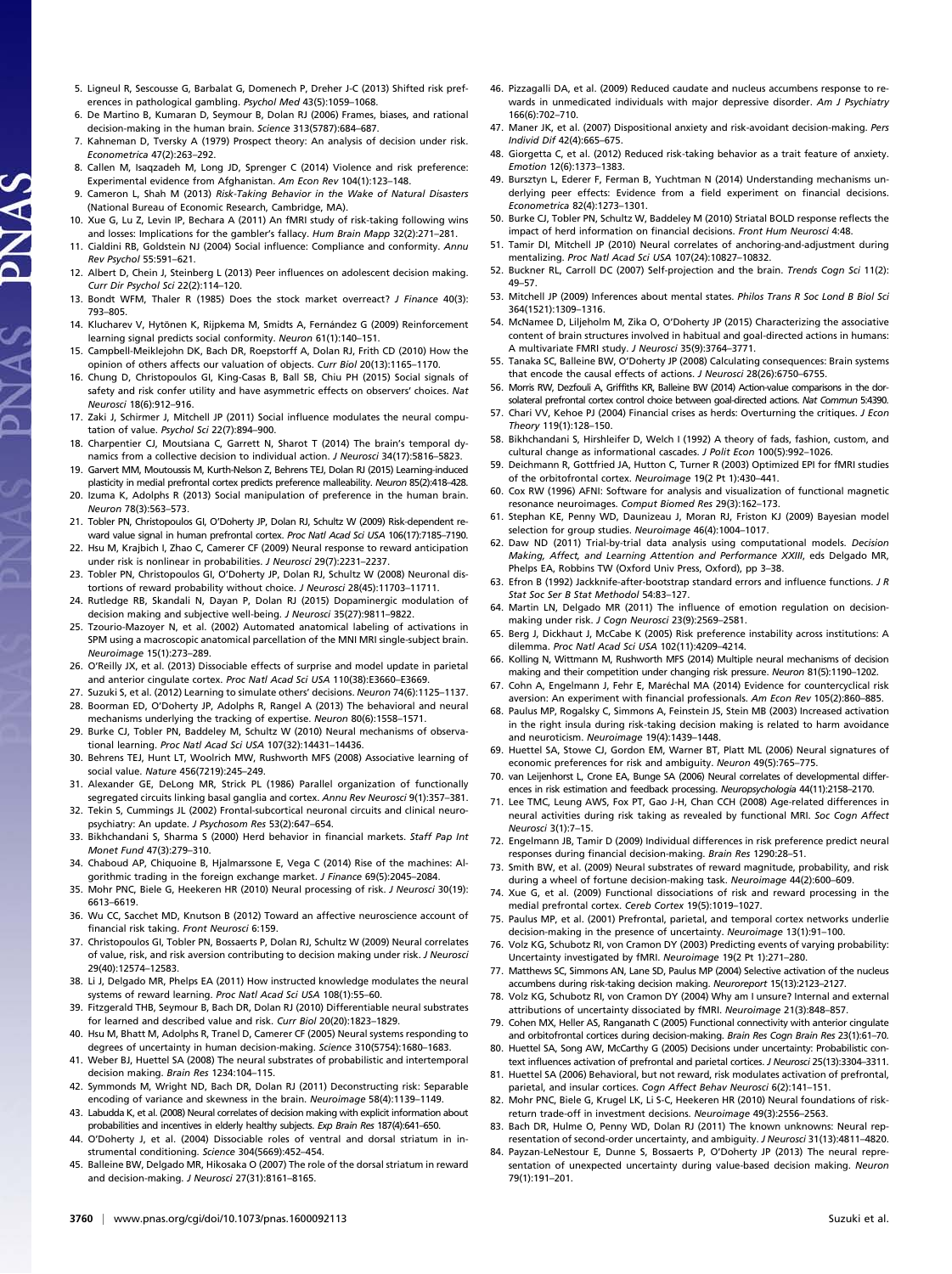5. Ligneul R, Sescousse G, Barbalat G, Domenech P, Dreher J-C (2013) Shifted risk preferences in pathological gambling. *Psychol Med* 43(5):1059–1068.
6. De Martino B, Kumaran D, Seymour B, Dolan RJ (2006) Frames, biases, and rational decision-making in the human brain. *Science* 313(5787):684–687.
7. Kahneman D, Tversky A (1979) Prospect theory: An analysis of decision under risk. *Econometrica* 47(2):263–292.
8. Callen M, Isaqzadeh M, Long JD, Sprenger C (2014) Violence and risk preference: Experimental evidence from Afghanistan. *Am Econ Rev* 104(1):123–148.
9. Cameron L, Shah M (2013) *Risk-Taking Behavior in the Wake of Natural Disasters* (National Bureau of Economic Research, Cambridge, MA).
10. Xue G, Lu Z, Levin IP, Bechara A (2011) An fMRI study of risk-taking following wins and losses: Implications for the gambler's fallacy. *Hum Brain Mapp* 32(2):271–281.
11. Cialdini RB, Goldstein NJ (2004) Social influence: Compliance and conformity. *Annu Rev Psychol* 55:591–621.
12. Albert D, Chein J, Steinberg L (2013) Peer influences on adolescent decision making. *Curr Dir Psychol Sci* 22(2):114–120.
13. Bondt WFM, Thaler R (1985) Does the stock market overreact? *J Finance* 40(3): 793–805.
14. Klucharev V, Hytönen K, Rijpkema M, Smidts A, Fernández G (2009) Reinforcement learning signal predicts social conformity. *Neuron* 61(1):140–151.
15. Campbell-Meiklejohn DK, Bach DR, Roepstorff A, Dolan RJ, Frith CD (2010) How the opinion of others affects our valuation of objects. *Curr Biol* 20(13):1165–1170.
16. Chung D, Christopoulos GI, King-Casas B, Ball SB, Chiu PH (2015) Social signals of safety and risk confer utility and have asymmetric effects on observers' choices. *Nat Neurosci* 18(6):912–916.
17. Zaki J, Schirmer J, Mitchell JP (2011) Social influence modulates the neural computation of value. *Psychol Sci* 22(7):894–900.
18. Charpentier CJ, Moutsiana C, Garrett N, Sharot T (2014) The brain's temporal dynamics from a collective decision to individual action. *J Neurosci* 34(17):5816–5823.
19. Garvert MM, Moutoussis M, Kurth-Nelson Z, Behrens TEJ, Dolan RJ (2015) Learning-induced plasticity in medial prefrontal cortex predicts preference malleability. *Neuron* 85(2):418–428.
20. Izuma K, Adolphs R (2013) Social manipulation of preference in the human brain. *Neuron* 78(3):563–573.
21. Tobler PN, Christopoulos GI, O'Doherty JP, Dolan RJ, Schultz W (2009) Risk-dependent reward value signal in human prefrontal cortex. *Proc Natl Acad Sci USA* 106(17):7185–7190.
22. Hsu M, Krajbich I, Zhao C, Camerer CF (2009) Neural response to reward anticipation under risk is nonlinear in probabilities. *J Neurosci* 29(7):2231–2237.
23. Tobler PN, Christopoulos GI, O'Doherty JP, Dolan RJ, Schultz W (2008) Neuronal distortions of reward probability without choice. *J Neurosci* 28(45):11703–11711.
24. Rutledge RB, Skandali N, Dayan P, Dolan RJ (2015) Dopaminergic modulation of decision making and subjective well-being. *J Neurosci* 35(27):9811–9822.
25. Tzourio-Mazoyer N, et al. (2002) Automated anatomical labeling of activations in SPM using a macroscopic anatomical parcellation of the MNI MRI single-subject brain. *Neuroimage* 15(1):273–289.
26. O'Reilly JX, et al. (2013) Dissociable effects of surprise and model update in parietal and anterior cingulate cortex. *Proc Natl Acad Sci USA* 110(38):E3660–E3669.
27. Suzuki S, et al. (2012) Learning to simulate others' decisions. *Neuron* 74(6):1125–1137.
28. Boorman ED, O'Doherty JP, Adolphs R, Rangel A (2013) The behavioral and neural mechanisms underlying the tracking of expertise. *Neuron* 80(6):1558–1571.
29. Burke CJ, Tobler PN, Baddeley M, Schultz W (2010) Neural mechanisms of observational learning. *Proc Natl Acad Sci USA* 107(32):14431–14436.
30. Behrens TEJ, Hunt LT, Woolrich MW, Rushworth MFS (2008) Associative learning of social value. *Nature* 456(7219):245–249.
31. Alexander GE, DeLong MR, Strick PL (1986) Parallel organization of functionally segregated circuits linking basal ganglia and cortex. *Annu Rev Neurosci* 9(1):357–381.
32. Tekin S, Cummings JL (2002) Frontal-subcortical neuronal circuits and clinical neuropsychiatry: An update. *J Psychosom Res* 53(2):647–654.
33. Bikhchandani S, Sharma S (2000) Herd behavior in financial markets. *Staff Pap Int Monet Fund* 47(3):279–310.
34. Chaboud AP, Chiquoine B, Hjalmarsson E, Vega C (2014) Rise of the machines: Algorithmic trading in the foreign exchange market. *J Finance* 69(5):2045–2084.
35. Mohr PNC, Biele G, Heekeren HR (2010) Neural processing of risk. *J Neurosci* 30(19): 6613–6619.
36. Wu CC, Sacchet MD, Knutson B (2012) Toward an affective neuroscience account of financial risk taking. *Front Neurosci* 6:159.
37. Christopoulos GI, Tobler PN, Bossaerts P, Dolan RJ, Schultz W (2009) Neural correlates of value, risk, and risk aversion contributing to decision making under risk. *J Neurosci* 29(40):12574–12583.
38. Li J, Delgado MR, Phelps EA (2011) How instructed knowledge modulates the neural systems of reward learning. *Proc Natl Acad Sci USA* 108(1):55–60.
39. Fitzgerald THB, Seymour B, Bach DR, Dolan RJ (2010) Differentiable neural substrates for learned and described value and risk. *Curr Biol* 20(20):1823–1829.
40. Hsu M, Bhatt M, Adolphs R, Tranel D, Camerer CF (2005) Neural systems responding to degrees of uncertainty in human decision-making. *Science* 310(5754):1680–1683.
41. Weber BJ, Huettel SA (2008) The neural substrates of probabilistic and intertemporal decision making. *Brain Res* 1234:104–115.
42. Symmonds M, Wright ND, Bach DR, Dolan RJ (2011) Deconstructing risk: Separable encoding of variance and skewness in the brain. *Neuroimage* 58(4):1139–1149.
43. Labudda K, et al. (2008) Neural correlates of decision making with explicit information about probabilities and incentives in elderly healthy subjects. *Exp Brain Res* 187(4):641–650.
44. O'Doherty J, et al. (2004) Dissociable roles of ventral and dorsal striatum in instrumental conditioning. *Science* 304(5669):452–454.
45. Balleine BW, Delgado MR, Hikosaka O (2007) The role of the dorsal striatum in reward and decision-making. *J Neurosci* 27(31):8161–8165.
46. Pizzagalli DA, et al. (2009) Reduced caudate and nucleus accumbens response to rewards in unmedicated individuals with major depressive disorder. *Am J Psychiatry* 166(6):702–710.
47. Maner JK, et al. (2007) Dispositional anxiety and risk-avoidant decision-making. *Pers Individ Dif* 42(4):665–675.
48. Giorgetta C, et al. (2012) Reduced risk-taking behavior as a trait feature of anxiety. *Emotion* 12(6):1373–1383.
49. Bursztyn L, Ederer F, Ferman B, Yuchtman N (2014) Understanding mechanisms underlying peer effects: Evidence from a field experiment on financial decisions. *Econometrica* 82(4):1273–1301.
50. Burke CJ, Tobler PN, Schultz W, Baddeley M (2010) Striatal BOLD response reflects the impact of herd information on financial decisions. *Front Hum Neurosci* 4:48.
51. Tamir DI, Mitchell JP (2010) Neural correlates of anchoring-and-adjustment during mentalizing. *Proc Natl Acad Sci USA* 107(24):10827–10832.
52. Buckner RL, Carroll DC (2007) Self-projection and the brain. *Trends Cogn Sci* 11(2): 49–57.
53. Mitchell JP (2009) Inferences about mental states. *Philos Trans R Soc Lond B Biol Sci* 364(1521):1309–1316.
54. McNamee D, Liljeholm M, Zika O, O'Doherty JP (2015) Characterizing the associative content of brain structures involved in habitual and goal-directed actions in humans: A multivariate FMRI study. *J Neurosci* 35(9):3764–3771.
55. Tanaka SC, Balleine BW, O'Doherty JP (2008) Calculating consequences: Brain systems that encode the causal effects of actions. *J Neurosci* 28(26):6750–6755.
56. Morris RW, Dezfouli A, Griffiths KR, Balleine BW (2014) Action-value comparisons in the dorsolateral prefrontal cortex control choice between goal-directed actions. *Nat Commun* 5:4390.
57. Chari VV, Kehoe PJ (2004) Financial crises as herds: Overturning the critiques. *J Econ Theory* 119(1):128–150.
58. Bikhchandani S, Hirshleifer D, Welch I (1992) A theory of fads, fashion, custom, and cultural change as informational cascades. *J Polit Econ* 100(5):992–1026.
59. Deichmann R, Gottfried JA, Hutton C, Turner R (2003) Optimized EPI for fMRI studies of the orbitofrontal cortex. *Neuroimage* 19(2 Pt 1):430–441.
60. Cox RW (1996) AFNI: Software for analysis and visualization of functional magnetic resonance neuroimages. *Comput Biomed Res* 29(3):162–173.
61. Stephan KE, Penny WD, Daunizeau J, Moran RJ, Friston KJ (2009) Bayesian model selection for group studies. *Neuroimage* 46(4):1004–1017.
62. Daw ND (2011) Trial-by-trial data analysis using computational models. *Decision Making, Affect, and Learning Attention and Performance XXIII*, eds Delgado MR, Phelps EA, Robbins TW (Oxford Univ Press, Oxford), pp 3–38.
63. Efron B (1992) Jackknife-after-bootstrap standard errors and influence functions. *J R Stat Soc Ser B Stat Methodol* 54:83–127.
64. Martin LN, Delgado MR (2011) The influence of emotion regulation on decision-making under risk. *J Cogn Neurosci* 23(9):2569–2581.
65. Berg J, Dickhaut J, McCabe K (2005) Risk preference instability across institutions: A dilemma. *Proc Natl Acad Sci USA* 102(11):4209–4214.
66. Kolling N, Wittmann M, Rushworth MFS (2014) Multiple neural mechanisms of decision making and their competition under changing risk pressure. *Neuron* 81(5):1190–1202.
67. Cohn A, Engelmann J, Fehr E, Maréchal MA (2014) Evidence for countercyclical risk aversion: An experiment with financial professionals. *Am Econ Rev* 105(2):860–885.
68. Paulus MP, Rogalsky C, Simmons A, Feinstein JS, Stein MB (2003) Increased activation in the right insula during risk-taking decision making is related to harm avoidance and neuroticism. *Neuroimage* 19(4):1439–1448.
69. Huettel SA, Stowe CJ, Gordon EM, Warner BT, Platt ML (2006) Neural signatures of economic preferences for risk and ambiguity. *Neuron* 49(5):765–775.
70. van Leijenhorst L, Crone EA, Bunge SA (2006) Neural correlates of developmental differences in risk estimation and feedback processing. *Neuropsychologia* 44(11):2158–2170.
71. Lee TMC, Leung AWS, Fox PT, Gao J-H, Chan CCH (2008) Age-related differences in neural activities during risk taking as revealed by functional MRI. *Soc Cogn Affect Neurosci* 3(1):7–15.
72. Engelmann JB, Tamir D (2009) Individual differences in risk preference predict neural responses during financial decision-making. *Brain Res* 1290:28–51.
73. Smith BW, et al. (2009) Neural substrates of reward magnitude, probability, and risk during a wheel of fortune decision-making task. *Neuroimage* 44(2):600–609.
74. Xue G, et al. (2009) Functional dissociations of risk and reward processing in the medial prefrontal cortex. *Cereb Cortex* 19(5):1019–1027.
75. Paulus MP, et al. (2001) Prefrontal, parietal, and temporal cortex networks underlie decision-making in the presence of uncertainty. *Neuroimage* 13(1):91–100.
76. Volz KG, Schubotz RI, von Cramon DY (2003) Predicting events of varying probability: Uncertainty investigated by fMRI. *Neuroimage* 19(2 Pt 1):271–280.
77. Matthews SC, Simmons AN, Lane SD, Paulus MP (2004) Selective activation of the nucleus accumbens during risk-taking decision making. *Neuroreport* 15(13):2123–2127.
78. Volz KG, Schubotz RI, von Cramon DY (2004) Why am I unsure? Internal and external attributions of uncertainty dissociated by fMRI. *Neuroimage* 21(3):848–857.
79. Cohen MX, Heller AS, Ranganath C (2005) Functional connectivity with anterior cingulate and orbitofrontal cortices during decision-making. *Brain Res Cogn Brain Res* 23(1):61–70.
80. Huettel SA, Song AW, McCarthy G (2005) Decisions under uncertainty: Probabilistic context influences activation of prefrontal and parietal cortices. *J Neurosci* 25(13):3304–3311.
81. Huettel SA (2006) Behavioral, but not reward, risk modulates activation of prefrontal, parietal, and insular cortices. *Cogn Affect Behav Neurosci* 6(2):141–151.
82. Mohr PNC, Biele G, Krugel LK, Li S-C, Heekeren HR (2010) Neural foundations of risk-return trade-off in investment decisions. *Neuroimage* 49(3):2556–2563.
83. Bach DR, Hulme O, Penny WD, Dolan RJ (2011) The known unknowns: Neural representation of second-order uncertainty, and ambiguity. *J Neurosci* 31(13):4811–4820.
84. Payzan-LeNestour E, Dunne S, Bossaerts P, O'Doherty JP (2013) The neural representation of unexpected uncertainty during value-based decision making. *Neuron* 79(1):191–201.